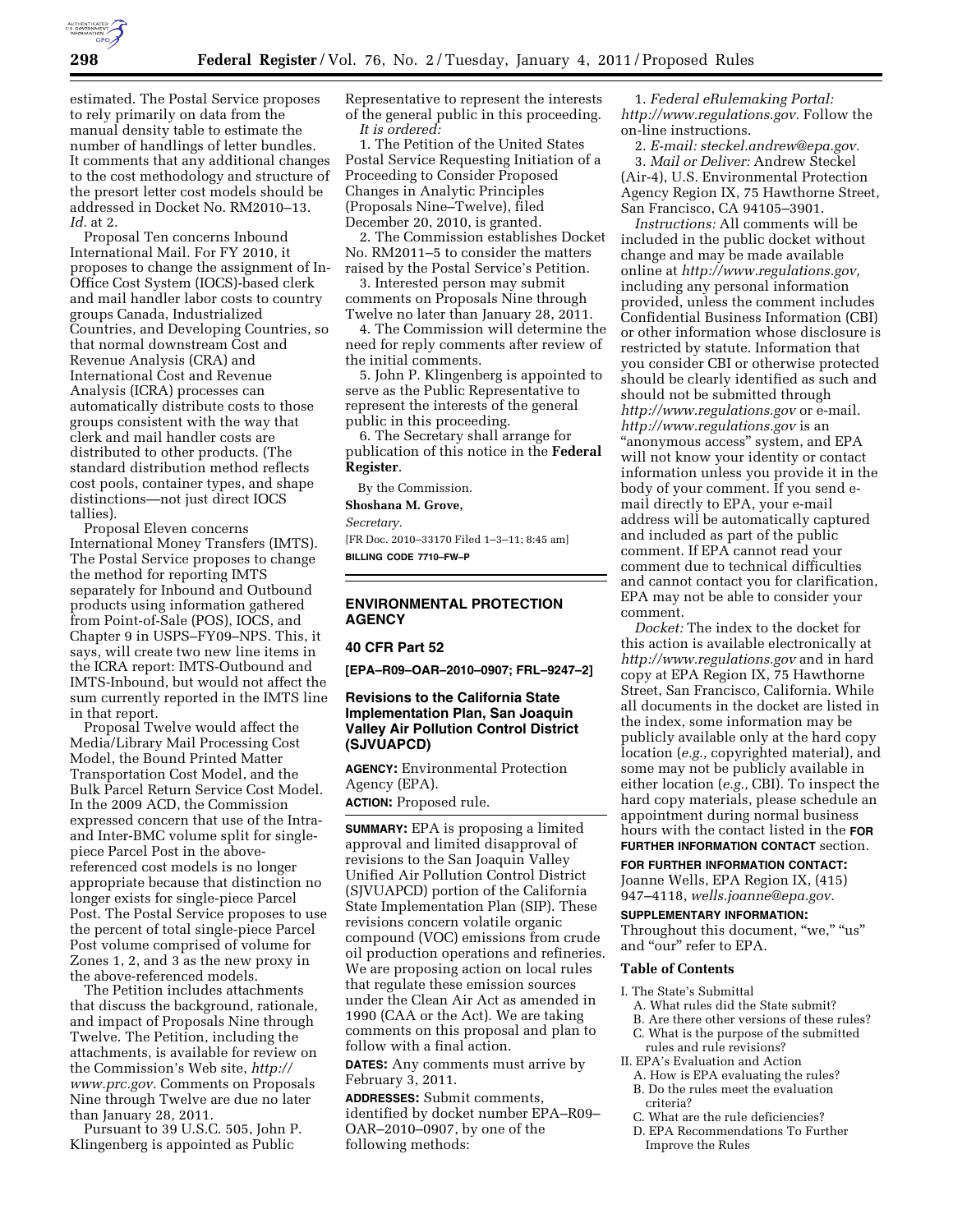estimated. The Postal Service proposes to rely primarily on data from the manual density table to estimate the number of handlings of letter bundles. It comments that any additional changes to the cost methodology and structure of the presort letter cost models should be addressed in Docket No. RM2010–13. *Id.* at 2.

Proposal Ten concerns Inbound International Mail. For FY 2010, it proposes to change the assignment of In-Office Cost System (IOCS)-based clerk and mail handler labor costs to country groups Canada, Industrialized Countries, and Developing Countries, so that normal downstream Cost and Revenue Analysis (CRA) and International Cost and Revenue Analysis (ICRA) processes can automatically distribute costs to those groups consistent with the way that clerk and mail handler costs are distributed to other products. (The standard distribution method reflects cost pools, container types, and shape distinctions—not just direct IOCS tallies).

Proposal Eleven concerns International Money Transfers (IMTS). The Postal Service proposes to change the method for reporting IMTS separately for Inbound and Outbound products using information gathered from Point-of-Sale (POS), IOCS, and Chapter 9 in USPS–FY09–NPS. This, it says, will create two new line items in the ICRA report: IMTS-Outbound and IMTS-Inbound, but would not affect the sum currently reported in the IMTS line in that report.

Proposal Twelve would affect the Media/Library Mail Processing Cost Model, the Bound Printed Matter Transportation Cost Model, and the Bulk Parcel Return Service Cost Model. In the 2009 ACD, the Commission expressed concern that use of the Intra- and Inter-BMC volume split for single-piece Parcel Post in the above-referenced cost models is no longer appropriate because that distinction no longer exists for single-piece Parcel Post. The Postal Service proposes to use the percent of total single-piece Parcel Post volume comprised of volume for Zones 1, 2, and 3 as the new proxy in the above-referenced models.

The Petition includes attachments that discuss the background, rationale, and impact of Proposals Nine through Twelve. The Petition, including the attachments, is available for review on the Commission's Web site, *http://www.prc.gov*. Comments on Proposals Nine through Twelve are due no later than January 28, 2011.

Pursuant to 39 U.S.C. 505, John P. Klingenberg is appointed as Public Representative to represent the interests of the general public in this proceeding.

*It is ordered:*

1. The Petition of the United States Postal Service Requesting Initiation of a Proceeding to Consider Proposed Changes in Analytic Principles (Proposals Nine–Twelve), filed December 20, 2010, is granted.

2. The Commission establishes Docket No. RM2011–5 to consider the matters raised by the Postal Service's Petition.

3. Interested person may submit comments on Proposals Nine through Twelve no later than January 28, 2011.

4. The Commission will determine the need for reply comments after review of the initial comments.

5. John P. Klingenberg is appointed to serve as the Public Representative to represent the interests of the general public in this proceeding.

6. The Secretary shall arrange for publication of this notice in the **Federal Register**.

By the Commission.

**Shoshana M. Grove,**

*Secretary.*

[FR Doc. 2010–33170 Filed 1–3–11; 8:45 am]

**BILLING CODE 7710–FW–P**

---

## ENVIRONMENTAL PROTECTION AGENCY

### 40 CFR Part 52

**[EPA–R09–OAR–2010–0907; FRL–9247–2]**

### Revisions to the California State Implementation Plan, San Joaquin Valley Air Pollution Control District (SJVUAPCD)

**AGENCY:** Environmental Protection Agency (EPA).

**ACTION:** Proposed rule.

**SUMMARY:** EPA is proposing a limited approval and limited disapproval of revisions to the San Joaquin Valley Unified Air Pollution Control District (SJVUAPCD) portion of the California State Implementation Plan (SIP). These revisions concern volatile organic compound (VOC) emissions from crude oil production operations and refineries. We are proposing action on local rules that regulate these emission sources under the Clean Air Act as amended in 1990 (CAA or the Act). We are taking comments on this proposal and plan to follow with a final action.

**DATES:** Any comments must arrive by February 3, 2011.

**ADDRESSES:** Submit comments, identified by docket number EPA–R09–OAR–2010–0907, by one of the following methods:

1. *Federal eRulemaking Portal: http://www.regulations.gov.* Follow the on-line instructions.

2. *E-mail: steckel.andrew@epa.gov.*

3. *Mail or Deliver:* Andrew Steckel (Air-4), U.S. Environmental Protection Agency Region IX, 75 Hawthorne Street, San Francisco, CA 94105–3901.

*Instructions:* All comments will be included in the public docket without change and may be made available online at *http://www.regulations.gov,* including any personal information provided, unless the comment includes Confidential Business Information (CBI) or other information whose disclosure is restricted by statute. Information that you consider CBI or otherwise protected should be clearly identified as such and should not be submitted through *http://www.regulations.gov* or e-mail. *http://www.regulations.gov* is an "anonymous access" system, and EPA will not know your identity or contact information unless you provide it in the body of your comment. If you send e-mail directly to EPA, your e-mail address will be automatically captured and included as part of the public comment. If EPA cannot read your comment due to technical difficulties and cannot contact you for clarification, EPA may not be able to consider your comment.

*Docket:* The index to the docket for this action is available electronically at *http://www.regulations.gov* and in hard copy at EPA Region IX, 75 Hawthorne Street, San Francisco, California. While all documents in the docket are listed in the index, some information may be publicly available only at the hard copy location (*e.g.,* copyrighted material), and some may not be publicly available in either location (*e.g.,* CBI). To inspect the hard copy materials, please schedule an appointment during normal business hours with the contact listed in the **FOR FURTHER INFORMATION CONTACT** section.

**FOR FURTHER INFORMATION CONTACT:** Joanne Wells, EPA Region IX, (415) 947–4118, *wells.joanne@epa.gov.*

**SUPPLEMENTARY INFORMATION:** Throughout this document, "we," "us" and "our" refer to EPA.

#### Table of Contents

- I. The State's Submittal
  - A. What rules did the State submit?
  - B. Are there other versions of these rules?
  - C. What is the purpose of the submitted rules and rule revisions?
- II. EPA's Evaluation and Action
  - A. How is EPA evaluating the rules?
  - B. Do the rules meet the evaluation criteria?
  - C. What are the rule deficiencies?
  - D. EPA Recommendations To Further Improve the Rules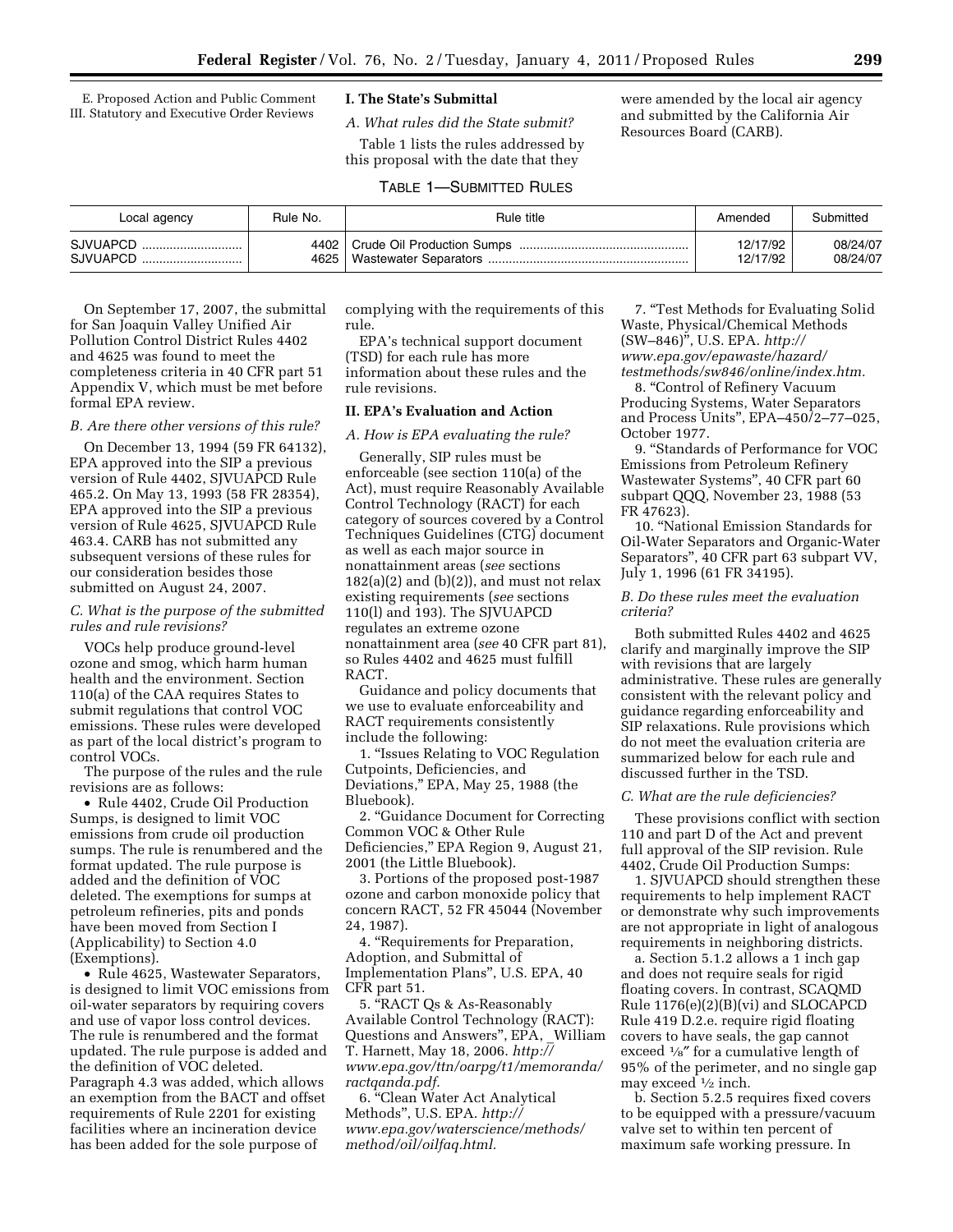E. Proposed Action and Public Comment
III. Statutory and Executive Order Reviews

## I. The State's Submittal

### *A. What rules did the State submit?*

Table 1 lists the rules addressed by this proposal with the date that they were amended by the local air agency and submitted by the California Air Resources Board (CARB).

TABLE 1—SUBMITTED RULES

| Local agency | Rule No. | Rule title | Amended | Submitted |
|---|---|---|---|---|
| SJVUAPCD | 4402 | Crude Oil Production Sumps | 12/17/92 | 08/24/07 |
| SJVUAPCD | 4625 | Wastewater Separators | 12/17/92 | 08/24/07 |

On September 17, 2007, the submittal for San Joaquin Valley Unified Air Pollution Control District Rules 4402 and 4625 was found to meet the completeness criteria in 40 CFR part 51 Appendix V, which must be met before formal EPA review.

### *B. Are there other versions of this rule?*

On December 13, 1994 (59 FR 64132), EPA approved into the SIP a previous version of Rule 4402, SJVUAPCD Rule 465.2. On May 13, 1993 (58 FR 28354), EPA approved into the SIP a previous version of Rule 4625, SJVUAPCD Rule 463.4. CARB has not submitted any subsequent versions of these rules for our consideration besides those submitted on August 24, 2007.

### *C. What is the purpose of the submitted rules and rule revisions?*

VOCs help produce ground-level ozone and smog, which harm human health and the environment. Section 110(a) of the CAA requires States to submit regulations that control VOC emissions. These rules were developed as part of the local district's program to control VOCs.

The purpose of the rules and the rule revisions are as follows:

- Rule 4402, Crude Oil Production Sumps, is designed to limit VOC emissions from crude oil production sumps. The rule is renumbered and the format updated. The rule purpose is added and the definition of VOC deleted. The exemptions for sumps at petroleum refineries, pits and ponds have been moved from Section I (Applicability) to Section 4.0 (Exemptions).
- Rule 4625, Wastewater Separators, is designed to limit VOC emissions from oil-water separators by requiring covers and use of vapor loss control devices. The rule is renumbered and the format updated. The rule purpose is added and the definition of VOC deleted. Paragraph 4.3 was added, which allows an exemption from the BACT and offset requirements of Rule 2201 for existing facilities where an incineration device has been added for the sole purpose of complying with the requirements of this rule.

EPA's technical support document (TSD) for each rule has more information about these rules and the rule revisions.

## II. EPA's Evaluation and Action

### *A. How is EPA evaluating the rule?*

Generally, SIP rules must be enforceable (see section 110(a) of the Act), must require Reasonably Available Control Technology (RACT) for each category of sources covered by a Control Techniques Guidelines (CTG) document as well as each major source in nonattainment areas (*see* sections 182(a)(2) and (b)(2)), and must not relax existing requirements (*see* sections 110(l) and 193). The SJVUAPCD regulates an extreme ozone nonattainment area (*see* 40 CFR part 81), so Rules 4402 and 4625 must fulfill RACT.

Guidance and policy documents that we use to evaluate enforceability and RACT requirements consistently include the following:

1. "Issues Relating to VOC Regulation Cutpoints, Deficiencies, and Deviations," EPA, May 25, 1988 (the Bluebook).
2. "Guidance Document for Correcting Common VOC & Other Rule Deficiencies," EPA Region 9, August 21, 2001 (the Little Bluebook).
3. Portions of the proposed post-1987 ozone and carbon monoxide policy that concern RACT, 52 FR 45044 (November 24, 1987).
4. "Requirements for Preparation, Adoption, and Submittal of Implementation Plans", U.S. EPA, 40 CFR part 51.
5. "RACT Qs & As-Reasonably Available Control Technology (RACT): Questions and Answers", EPA, William T. Harnett, May 18, 2006. *http://www.epa.gov/ttn/oarpg/t1/memoranda/ractqanda.pdf.*
6. "Clean Water Act Analytical Methods", U.S. EPA. *http://www.epa.gov/waterscience/methods/method/oil/oilfaq.html.*
7. "Test Methods for Evaluating Solid Waste, Physical/Chemical Methods (SW–846)", U.S. EPA. *http://www.epa.gov/epawaste/hazard/testmethods/sw846/online/index.htm.*
8. "Control of Refinery Vacuum Producing Systems, Water Separators and Process Units", EPA–450/2–77–025, October 1977.
9. "Standards of Performance for VOC Emissions from Petroleum Refinery Wastewater Systems", 40 CFR part 60 subpart QQQ, November 23, 1988 (53 FR 47623).
10. "National Emission Standards for Oil-Water Separators and Organic-Water Separators", 40 CFR part 63 subpart VV, July 1, 1996 (61 FR 34195).

### *B. Do these rules meet the evaluation criteria?*

Both submitted Rules 4402 and 4625 clarify and marginally improve the SIP with revisions that are largely administrative. These rules are generally consistent with the relevant policy and guidance regarding enforceability and SIP relaxations. Rule provisions which do not meet the evaluation criteria are summarized below for each rule and discussed further in the TSD.

### *C. What are the rule deficiencies?*

These provisions conflict with section 110 and part D of the Act and prevent full approval of the SIP revision. Rule 4402, Crude Oil Production Sumps:

1. SJVUAPCD should strengthen these requirements to help implement RACT or demonstrate why such improvements are not appropriate in light of analogous requirements in neighboring districts.

a. Section 5.1.2 allows a 1 inch gap and does not require seals for rigid floating covers. In contrast, SCAQMD Rule 1176(e)(2)(B)(vi) and SLOCAPCD Rule 419 D.2.e. require rigid floating covers to have seals, the gap cannot exceed ⅛″ for a cumulative length of 95% of the perimeter, and no single gap may exceed ½ inch.

b. Section 5.2.5 requires fixed covers to be equipped with a pressure/vacuum valve set to within ten percent of maximum safe working pressure. In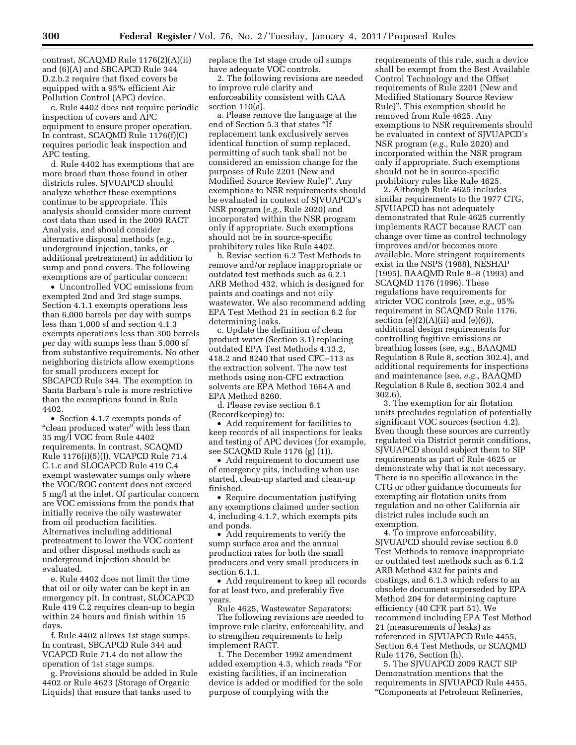contrast, SCAQMD Rule 1176(2)(A)(ii) and (6)(A) and SBCAPCD Rule 344 D.2.b.2 require that fixed covers be equipped with a 95% efficient Air Pollution Control (APC) device.

c. Rule 4402 does not require periodic inspection of covers and APC equipment to ensure proper operation. In contrast, SCAQMD Rule 1176(f)(C) requires periodic leak inspection and APC testing.

d. Rule 4402 has exemptions that are more broad than those found in other districts rules. SJVUAPCD should analyze whether these exemptions continue to be appropriate. This analysis should consider more current cost data than used in the 2009 RACT Analysis, and should consider alternative disposal methods (*e.g.,* underground injection, tanks, or additional pretreatment) in addition to sump and pond covers. The following exemptions are of particular concern:

- Uncontrolled VOC emissions from exempted 2nd and 3rd stage sumps. Section 4.1.1 exempts operations less than 6,000 barrels per day with sumps less than 1,000 sf and section 4.1.3 exempts operations less than 300 barrels per day with sumps less than 5,000 sf from substantive requirements. No other neighboring districts allow exemptions for small producers except for SBCAPCD Rule 344. The exemption in Santa Barbara's rule is more restrictive than the exemptions found in Rule 4402.
- Section 4.1.7 exempts ponds of "clean produced water" with less than 35 mg/l VOC from Rule 4402 requirements. In contrast, SCAQMD Rule 1176(i)(5)(J), VCAPCD Rule 71.4 C.1.c and SLOCAPCD Rule 419 C.4 exempt wastewater sumps only where the VOC/ROC content does not exceed 5 mg/l at the inlet. Of particular concern are VOC emissions from the ponds that initially receive the oily wastewater from oil production facilities. Alternatives including additional pretreatment to lower the VOC content and other disposal methods such as underground injection should be evaluated.

e. Rule 4402 does not limit the time that oil or oily water can be kept in an emergency pit. In contrast, SLOCAPCD Rule 419 C.2 requires clean-up to begin within 24 hours and finish within 15 days.

f. Rule 4402 allows 1st stage sumps. In contrast, SBCAPCD Rule 344 and VCAPCD Rule 71.4 do not allow the operation of 1st stage sumps.

g. Provisions should be added in Rule 4402 or Rule 4623 (Storage of Organic Liquids) that ensure that tanks used to replace the 1st stage crude oil sumps have adequate VOC controls.

2. The following revisions are needed to improve rule clarity and enforceability consistent with CAA section 110(a).

a. Please remove the language at the end of Section 5.3 that states "If replacement tank exclusively serves identical function of sump replaced, permitting of such tank shall not be considered an emission change for the purposes of Rule 2201 (New and Modified Source Review Rule)". Any exemptions to NSR requirements should be evaluated in context of SJVUAPCD's NSR program (*e.g.,* Rule 2020) and incorporated within the NSR program only if appropriate. Such exemptions should not be in source-specific prohibitory rules like Rule 4402.

b. Revise section 6.2 Test Methods to remove and/or replace inappropriate or outdated test methods such as 6.2.1 ARB Method 432, which is designed for paints and coatings and not oily wastewater. We also recommend adding EPA Test Method 21 in section 6.2 for determining leaks.

c. Update the definition of clean product water (Section 3.1) replacing outdated EPA Test Methods 4.13.2, 418.2 and 8240 that used CFC–113 as the extraction solvent. The new test methods using non-CFC extraction solvents are EPA Method 1664A and EPA Method 8260.

d. Please revise section 6.1 (Recordkeeping) to:

- Add requirement for facilities to keep records of all inspections for leaks and testing of APC devices (for example, see SCAQMD Rule 1176 (g) (1)).
- Add requirement to document use of emergency pits, including when use started, clean-up started and clean-up finished.
- Require documentation justifying any exemptions claimed under section 4, including 4.1.7, which exempts pits and ponds.
- Add requirements to verify the sump surface area and the annual production rates for both the small producers and very small producers in section 6.1.1.
- Add requirement to keep all records for at least two, and preferably five years.

Rule 4625, Wastewater Separators: The following revisions are needed to improve rule clarity, enforceability, and to strengthen requirements to help implement RACT.

1. The December 1992 amendment added exemption 4.3, which reads "For existing facilities, if an incineration device is added or modified for the sole purpose of complying with the requirements of this rule, such a device shall be exempt from the Best Available Control Technology and the Offset requirements of Rule 2201 (New and Modified Stationary Source Review Rule)". This exemption should be removed from Rule 4625. Any exemptions to NSR requirements should be evaluated in context of SJVUAPCD's NSR program (*e.g.,* Rule 2020) and incorporated within the NSR program only if appropriate. Such exemptions should not be in source-specific prohibitory rules like Rule 4625.

2. Although Rule 4625 includes similar requirements to the 1977 CTG, SJVUAPCD has not adequately demonstrated that Rule 4625 currently implements RACT because RACT can change over time as control technology improves and/or becomes more available. More stringent requirements exist in the NSPS (1988), NESHAP (1995), BAAQMD Rule 8–8 (1993) and SCAQMD 1176 (1996). These regulations have requirements for stricter VOC controls (*see, e.g.,* 95% requirement in SCAQMD Rule 1176, section (e)(2)(A)(ii) and (e)(6)), additional design requirements for controlling fugitive emissions or breathing losses (see, e.g., BAAQMD Regulation 8 Rule 8, section 302.4), and additional requirements for inspections and maintenance (see, *e.g.,* BAAQMD Regulation 8 Rule 8, section 302.4 and 302.6).

3. The exemption for air flotation units precludes regulation of potentially significant VOC sources (section 4.2). Even though these sources are currently regulated via District permit conditions, SJVUAPCD should subject them to SIP requirements as part of Rule 4625 or demonstrate why that is not necessary. There is no specific allowance in the CTG or other guidance documents for exempting air flotation units from regulation and no other California air district rules include such an exemption.

4. To improve enforceability, SJVUAPCD should revise section 6.0 Test Methods to remove inappropriate or outdated test methods such as 6.1.2 ARB Method 432 for paints and coatings, and 6.1.3 which refers to an obsolete document superseded by EPA Method 204 for determining capture efficiency (40 CFR part 51). We recommend including EPA Test Method 21 (measurements of leaks) as referenced in SJVUAPCD Rule 4455, Section 6.4 Test Methods, or SCAQMD Rule 1176, Section (h).

5. The SJVUAPCD 2009 RACT SIP Demonstration mentions that the requirements in SJVUAPCD Rule 4455, "Components at Petroleum Refineries,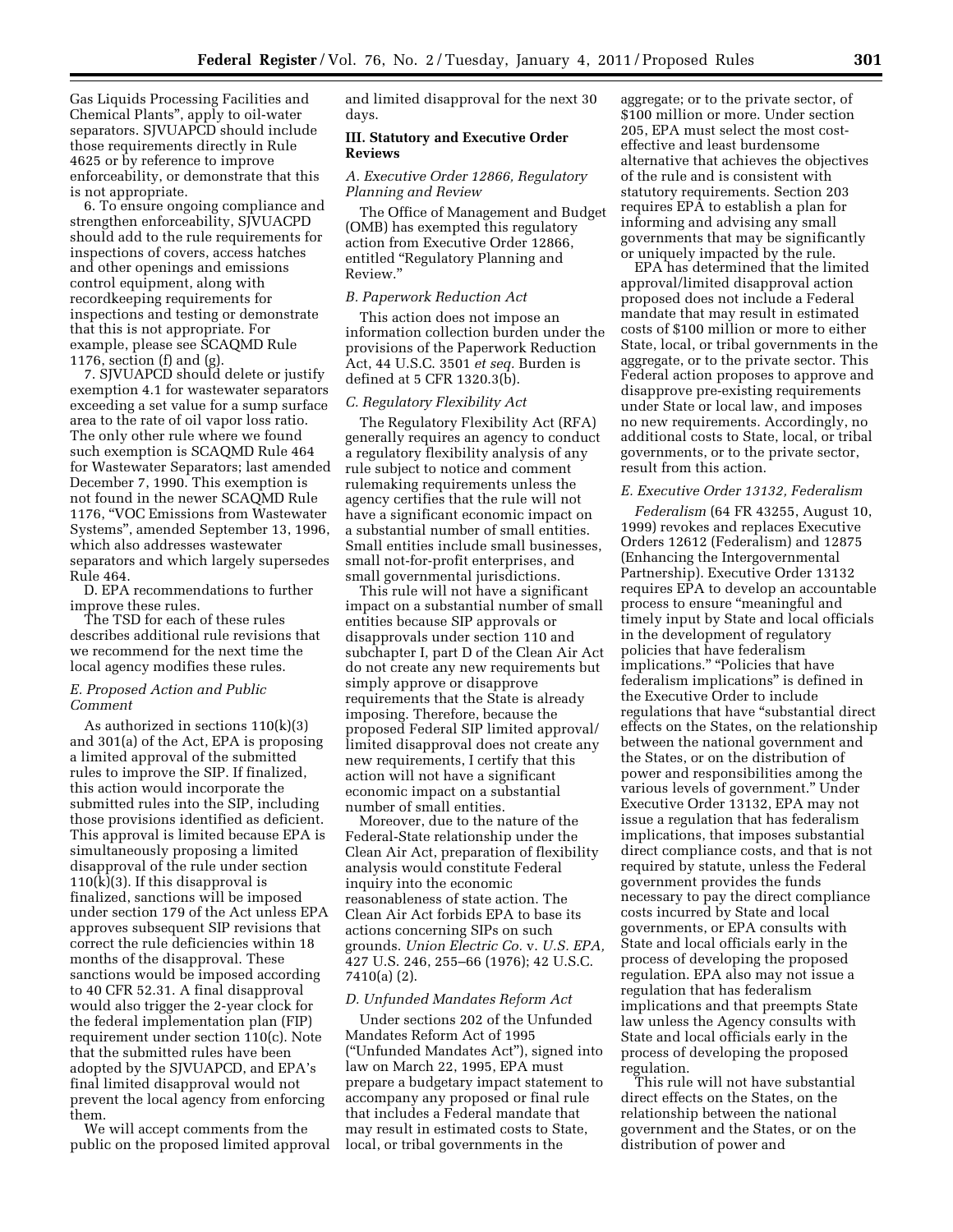Gas Liquids Processing Facilities and Chemical Plants", apply to oil-water separators. SJVUAPCD should include those requirements directly in Rule 4625 or by reference to improve enforceability, or demonstrate that this is not appropriate.

6. To ensure ongoing compliance and strengthen enforceability, SJVUACPD should add to the rule requirements for inspections of covers, access hatches and other openings and emissions control equipment, along with recordkeeping requirements for inspections and testing or demonstrate that this is not appropriate. For example, please see SCAQMD Rule 1176, section (f) and (g).

7. SJVUAPCD should delete or justify exemption 4.1 for wastewater separators exceeding a set value for a sump surface area to the rate of oil vapor loss ratio. The only other rule where we found such exemption is SCAQMD Rule 464 for Wastewater Separators; last amended December 7, 1990. This exemption is not found in the newer SCAQMD Rule 1176, "VOC Emissions from Wastewater Systems", amended September 13, 1996, which also addresses wastewater separators and which largely supersedes Rule 464.

D. EPA recommendations to further improve these rules.

The TSD for each of these rules describes additional rule revisions that we recommend for the next time the local agency modifies these rules.

### *E. Proposed Action and Public Comment*

As authorized in sections 110(k)(3) and 301(a) of the Act, EPA is proposing a limited approval of the submitted rules to improve the SIP. If finalized, this action would incorporate the submitted rules into the SIP, including those provisions identified as deficient. This approval is limited because EPA is simultaneously proposing a limited disapproval of the rule under section 110(k)(3). If this disapproval is finalized, sanctions will be imposed under section 179 of the Act unless EPA approves subsequent SIP revisions that correct the rule deficiencies within 18 months of the disapproval. These sanctions would be imposed according to 40 CFR 52.31. A final disapproval would also trigger the 2-year clock for the federal implementation plan (FIP) requirement under section 110(c). Note that the submitted rules have been adopted by the SJVUAPCD, and EPA's final limited disapproval would not prevent the local agency from enforcing them.

We will accept comments from the public on the proposed limited approval and limited disapproval for the next 30 days.

## III. Statutory and Executive Order Reviews

### *A. Executive Order 12866, Regulatory Planning and Review*

The Office of Management and Budget (OMB) has exempted this regulatory action from Executive Order 12866, entitled "Regulatory Planning and Review."

### *B. Paperwork Reduction Act*

This action does not impose an information collection burden under the provisions of the Paperwork Reduction Act, 44 U.S.C. 3501 *et seq.* Burden is defined at 5 CFR 1320.3(b).

### *C. Regulatory Flexibility Act*

The Regulatory Flexibility Act (RFA) generally requires an agency to conduct a regulatory flexibility analysis of any rule subject to notice and comment rulemaking requirements unless the agency certifies that the rule will not have a significant economic impact on a substantial number of small entities. Small entities include small businesses, small not-for-profit enterprises, and small governmental jurisdictions.

This rule will not have a significant impact on a substantial number of small entities because SIP approvals or disapprovals under section 110 and subchapter I, part D of the Clean Air Act do not create any new requirements but simply approve or disapprove requirements that the State is already imposing. Therefore, because the proposed Federal SIP limited approval/limited disapproval does not create any new requirements, I certify that this action will not have a significant economic impact on a substantial number of small entities.

Moreover, due to the nature of the Federal-State relationship under the Clean Air Act, preparation of flexibility analysis would constitute Federal inquiry into the economic reasonableness of state action. The Clean Air Act forbids EPA to base its actions concerning SIPs on such grounds. *Union Electric Co.* v. *U.S. EPA,* 427 U.S. 246, 255–66 (1976); 42 U.S.C. 7410(a) (2).

### *D. Unfunded Mandates Reform Act*

Under sections 202 of the Unfunded Mandates Reform Act of 1995 ("Unfunded Mandates Act"), signed into law on March 22, 1995, EPA must prepare a budgetary impact statement to accompany any proposed or final rule that includes a Federal mandate that may result in estimated costs to State, local, or tribal governments in the aggregate; or to the private sector, of $100 million or more. Under section 205, EPA must select the most cost-effective and least burdensome alternative that achieves the objectives of the rule and is consistent with statutory requirements. Section 203 requires EPA to establish a plan for informing and advising any small governments that may be significantly or uniquely impacted by the rule.

EPA has determined that the limited approval/limited disapproval action proposed does not include a Federal mandate that may result in estimated costs of $100 million or more to either State, local, or tribal governments in the aggregate, or to the private sector. This Federal action proposes to approve and disapprove pre-existing requirements under State or local law, and imposes no new requirements. Accordingly, no additional costs to State, local, or tribal governments, or to the private sector, result from this action.

### *E. Executive Order 13132, Federalism*

*Federalism* (64 FR 43255, August 10, 1999) revokes and replaces Executive Orders 12612 (Federalism) and 12875 (Enhancing the Intergovernmental Partnership). Executive Order 13132 requires EPA to develop an accountable process to ensure "meaningful and timely input by State and local officials in the development of regulatory policies that have federalism implications." "Policies that have federalism implications" is defined in the Executive Order to include regulations that have "substantial direct effects on the States, on the relationship between the national government and the States, or on the distribution of power and responsibilities among the various levels of government." Under Executive Order 13132, EPA may not issue a regulation that has federalism implications, that imposes substantial direct compliance costs, and that is not required by statute, unless the Federal government provides the funds necessary to pay the direct compliance costs incurred by State and local governments, or EPA consults with State and local officials early in the process of developing the proposed regulation. EPA also may not issue a regulation that has federalism implications and that preempts State law unless the Agency consults with State and local officials early in the process of developing the proposed regulation.

This rule will not have substantial direct effects on the States, on the relationship between the national government and the States, or on the distribution of power and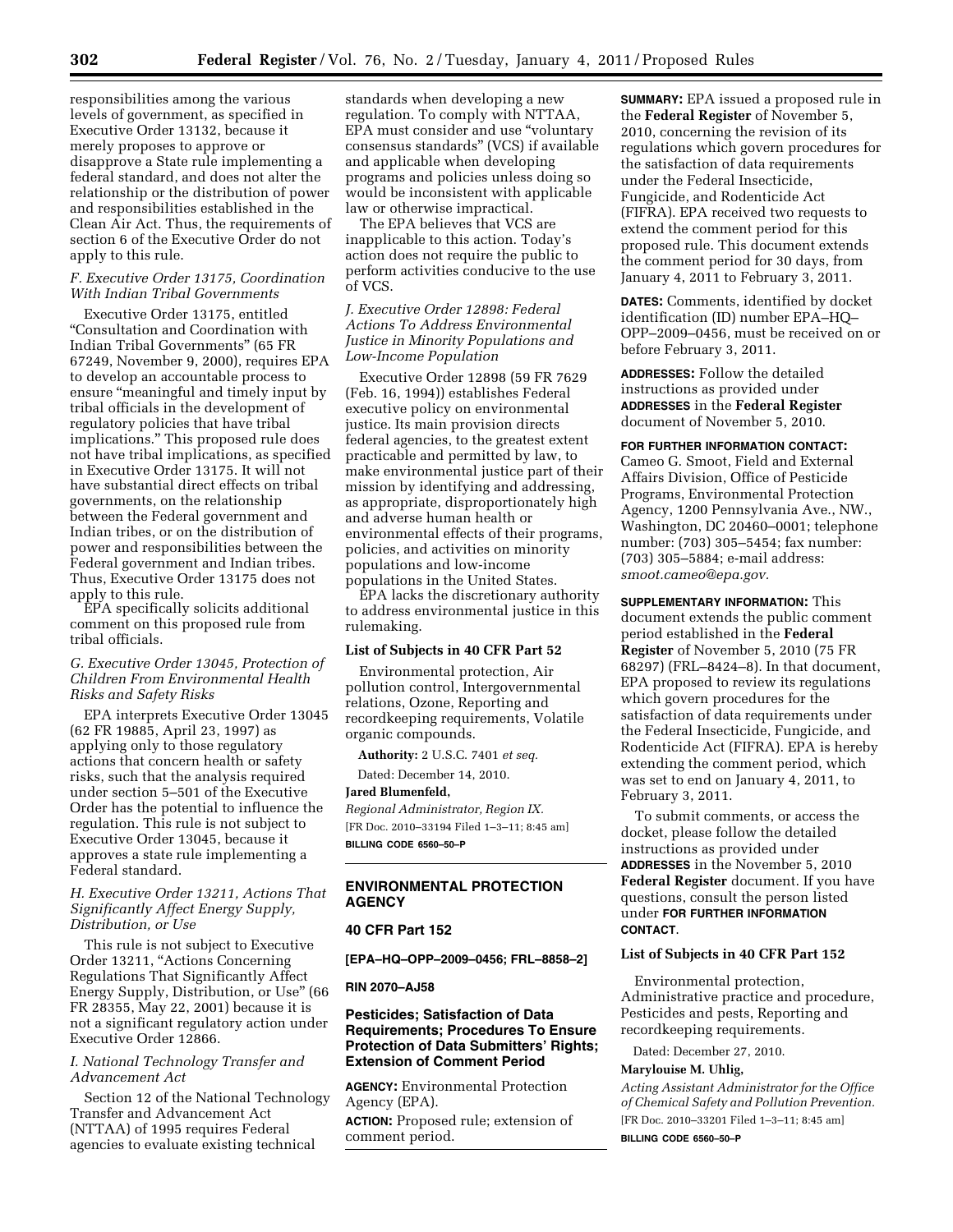responsibilities among the various levels of government, as specified in Executive Order 13132, because it merely proposes to approve or disapprove a State rule implementing a federal standard, and does not alter the relationship or the distribution of power and responsibilities established in the Clean Air Act. Thus, the requirements of section 6 of the Executive Order do not apply to this rule.

### *F. Executive Order 13175, Coordination With Indian Tribal Governments*

Executive Order 13175, entitled "Consultation and Coordination with Indian Tribal Governments" (65 FR 67249, November 9, 2000), requires EPA to develop an accountable process to ensure "meaningful and timely input by tribal officials in the development of regulatory policies that have tribal implications." This proposed rule does not have tribal implications, as specified in Executive Order 13175. It will not have substantial direct effects on tribal governments, on the relationship between the Federal government and Indian tribes, or on the distribution of power and responsibilities between the Federal government and Indian tribes. Thus, Executive Order 13175 does not apply to this rule.

EPA specifically solicits additional comment on this proposed rule from tribal officials.

### *G. Executive Order 13045, Protection of Children From Environmental Health Risks and Safety Risks*

EPA interprets Executive Order 13045 (62 FR 19885, April 23, 1997) as applying only to those regulatory actions that concern health or safety risks, such that the analysis required under section 5–501 of the Executive Order has the potential to influence the regulation. This rule is not subject to Executive Order 13045, because it approves a state rule implementing a Federal standard.

### *H. Executive Order 13211, Actions That Significantly Affect Energy Supply, Distribution, or Use*

This rule is not subject to Executive Order 13211, "Actions Concerning Regulations That Significantly Affect Energy Supply, Distribution, or Use" (66 FR 28355, May 22, 2001) because it is not a significant regulatory action under Executive Order 12866.

### *I. National Technology Transfer and Advancement Act*

Section 12 of the National Technology Transfer and Advancement Act (NTTAA) of 1995 requires Federal agencies to evaluate existing technical standards when developing a new regulation. To comply with NTTAA, EPA must consider and use "voluntary consensus standards" (VCS) if available and applicable when developing programs and policies unless doing so would be inconsistent with applicable law or otherwise impractical.

The EPA believes that VCS are inapplicable to this action. Today's action does not require the public to perform activities conducive to the use of VCS.

### *J. Executive Order 12898: Federal Actions To Address Environmental Justice in Minority Populations and Low-Income Population*

Executive Order 12898 (59 FR 7629 (Feb. 16, 1994)) establishes Federal executive policy on environmental justice. Its main provision directs federal agencies, to the greatest extent practicable and permitted by law, to make environmental justice part of their mission by identifying and addressing, as appropriate, disproportionately high and adverse human health or environmental effects of their programs, policies, and activities on minority populations and low-income populations in the United States.

EPA lacks the discretionary authority to address environmental justice in this rulemaking.

### List of Subjects in 40 CFR Part 52

Environmental protection, Air pollution control, Intergovernmental relations, Ozone, Reporting and recordkeeping requirements, Volatile organic compounds.

**Authority:** 2 U.S.C. 7401 *et seq.*

Dated: December 14, 2010.

**Jared Blumenfeld,**

*Regional Administrator, Region IX.*

[FR Doc. 2010–33194 Filed 1–3–11; 8:45 am]

**BILLING CODE 6560–50–P**

---

## ENVIRONMENTAL PROTECTION AGENCY

### 40 CFR Part 152

**[EPA–HQ–OPP–2009–0456; FRL–8858–2]**

**RIN 2070–AJ58**

### Pesticides; Satisfaction of Data Requirements; Procedures To Ensure Protection of Data Submitters' Rights; Extension of Comment Period

**AGENCY:** Environmental Protection Agency (EPA).

**ACTION:** Proposed rule; extension of comment period.

**SUMMARY:** EPA issued a proposed rule in the **Federal Register** of November 5, 2010, concerning the revision of its regulations which govern procedures for the satisfaction of data requirements under the Federal Insecticide, Fungicide, and Rodenticide Act (FIFRA). EPA received two requests to extend the comment period for this proposed rule. This document extends the comment period for 30 days, from January 4, 2011 to February 3, 2011.

**DATES:** Comments, identified by docket identification (ID) number EPA–HQ–OPP–2009–0456, must be received on or before February 3, 2011.

**ADDRESSES:** Follow the detailed instructions as provided under **ADDRESSES** in the **Federal Register** document of November 5, 2010.

**FOR FURTHER INFORMATION CONTACT:** Cameo G. Smoot, Field and External Affairs Division, Office of Pesticide Programs, Environmental Protection Agency, 1200 Pennsylvania Ave., NW., Washington, DC 20460–0001; telephone number: (703) 305–5454; fax number: (703) 305–5884; e-mail address: *smoot.cameo@epa.gov.*

**SUPPLEMENTARY INFORMATION:** This document extends the public comment period established in the **Federal Register** of November 5, 2010 (75 FR 68297) (FRL–8424–8). In that document, EPA proposed to review its regulations which govern procedures for the satisfaction of data requirements under the Federal Insecticide, Fungicide, and Rodenticide Act (FIFRA). EPA is hereby extending the comment period, which was set to end on January 4, 2011, to February 3, 2011.

To submit comments, or access the docket, please follow the detailed instructions as provided under **ADDRESSES** in the November 5, 2010 **Federal Register** document. If you have questions, consult the person listed under **FOR FURTHER INFORMATION CONTACT**.

### List of Subjects in 40 CFR Part 152

Environmental protection, Administrative practice and procedure, Pesticides and pests, Reporting and recordkeeping requirements.

Dated: December 27, 2010.

**Marylouise M. Uhlig,**

*Acting Assistant Administrator for the Office of Chemical Safety and Pollution Prevention.*

[FR Doc. 2010–33201 Filed 1–3–11; 8:45 am]

**BILLING CODE 6560–50–P**